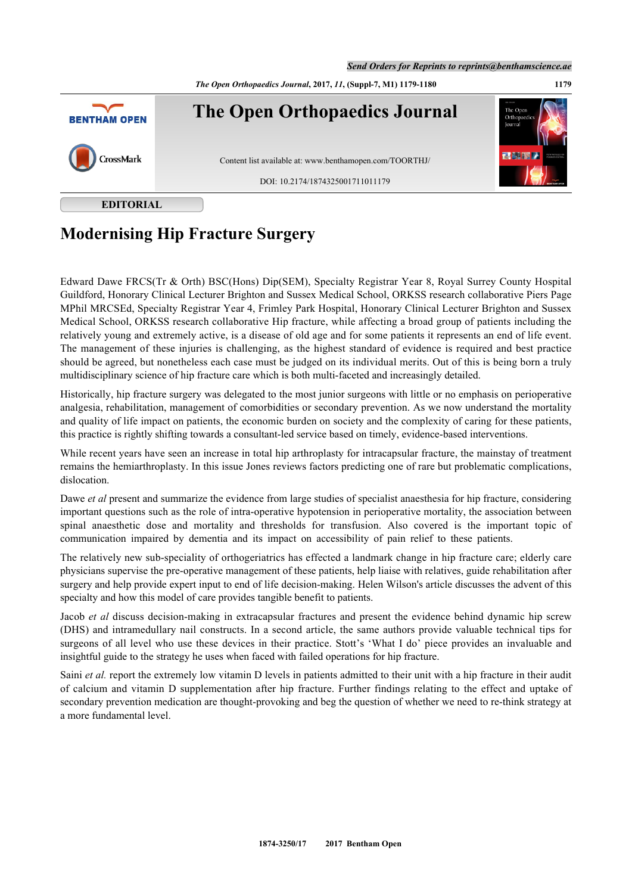EDITORIAL

# Modernising Hip Fracture Surgery

Edward Dawe FRCS(Tr & Orth) BSC(Hons) Dip(SEM), Specialty Registrar Year 8, Royal Surrey County Hospital Guildford, Honorary Clinical Lecturer Brighton and Sussex Medical School, ORKSS research collaborative Piers Page MPhil MRCSEd, Specialty Registrar Year 4, Frimley Park Hospital, Honorary Clinical Lecturer Brighton and Sussex Medical School, ORKSS research collaborative Hip fracture, while affecting a broad group of patients including the relatively young and extremely active, is a disease of old age and for some patients it represents an end of life event. The management of these injuries is challenging, as the highest standard of evidence is required and best practice should be agreed, but nonetheless each case must be judged on its individual merits. Out of this is being born a truly multidisciplinary science of hip fracture care which is both multi-faceted and increasingly detailed.

Historically, hip fracture surgery was delegated to the most junior surgeons with little or no emphasis on perioperative analgesia, rehabilitation, management of comorbidities or secondary prevention. As we now understand the mortality and quality of life impact on patients, the economic burden on society and the complexity of caring for these patients, this practice is rightly shifting towards a consultant-led service based on timely, evidence-based interventions.

While recent years have seen an increase in total hip arthroplasty for intracapsular fracture, the mainstay of treatment remains the hemiarthroplasty. In this issue Jones reviews factors predicting one of rare but problematic complications, dislocation.

Dawe *et al* present and summarize the evidence from large studies of specialist anaesthesia for hip fracture, considering important questions such as the role of intra-operative hypotension in perioperative mortality, the association between spinal anaesthetic dose and mortality and thresholds for transfusion. Also covered is the important topic of communication impaired by dementia and its impact on accessibility of pain relief to these patients.

The relatively new sub-speciality of orthogeriatrics has effected a landmark change in hip fracture care; elderly care physicians supervise the pre-operative management of these patients, help liaise with relatives, guide rehabilitation after surgery and help provide expert input to end of life decision-making. Helen Wilson's article discusses the advent of this specialty and how this model of care provides tangible benefit to patients.

Jacob *et al* discuss decision-making in extracapsular fractures and present the evidence behind dynamic hip screw (DHS) and intramedullary nail constructs. In a second article, the same authors provide valuable technical tips for surgeons of all level who use these devices in their practice. Stott's 'What I do' piece provides an invaluable and insightful guide to the strategy he uses when faced with failed operations for hip fracture.

Saini *et al.* report the extremely low vitamin D levels in patients admitted to their unit with a hip fracture in their audit of calcium and vitamin D supplementation after hip fracture. Further findings relating to the effect and uptake of secondary prevention medication are thought-provoking and beg the question of whether we need to re-think strategy at a more fundamental level.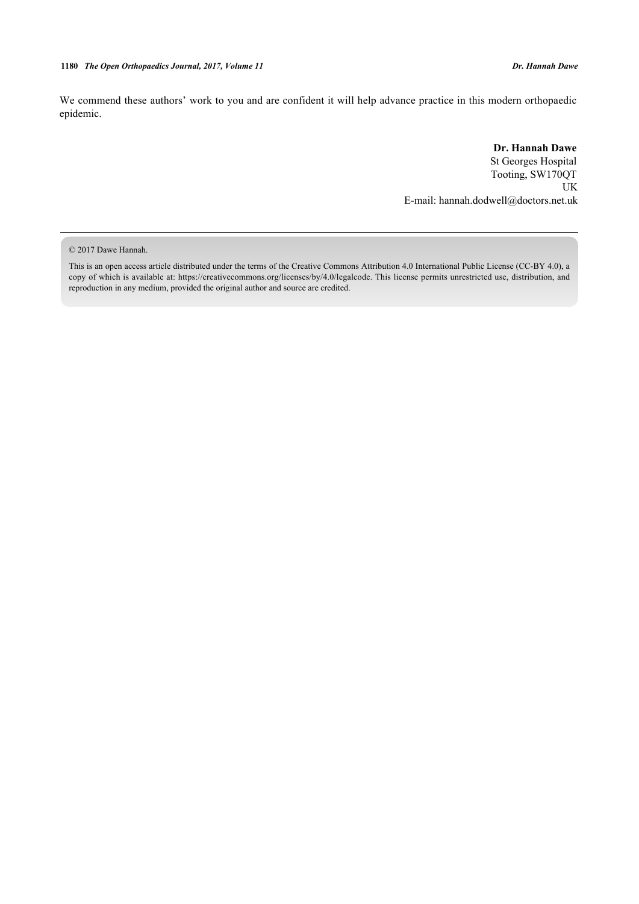We commend these authors' work to you and are confident it will help advance practice in this modern orthopaedic epidemic.

**Dr. Hannah Dawe**
St Georges Hospital
Tooting, SW170QT
UK
E-mail: hannah.dodwell@doctors.net.uk

---

© 2017 Dawe Hannah.

This is an open access article distributed under the terms of the Creative Commons Attribution 4.0 International Public License (CC-BY 4.0), a copy of which is available at: https://creativecommons.org/licenses/by/4.0/legalcode. This license permits unrestricted use, distribution, and reproduction in any medium, provided the original author and source are credited.